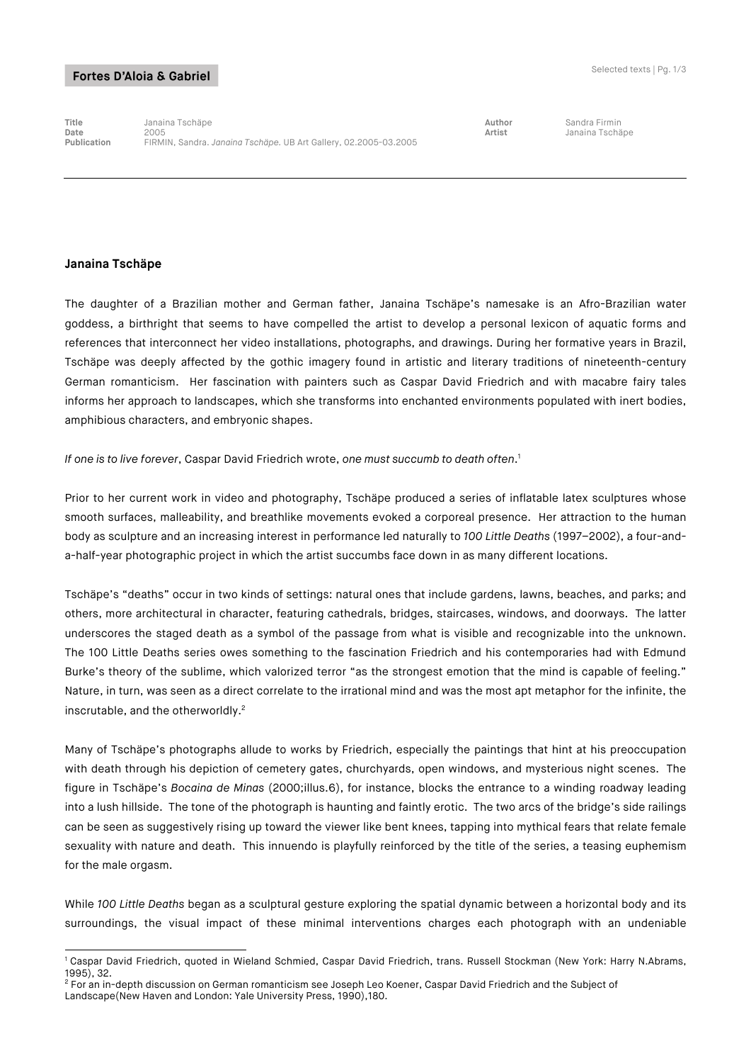**Fortes D'Aloia & Gabriel**

| | | | |
|---|---|---|---|
| **Title** | Janaina Tschäpe | **Author** | Sandra Firmin |
| **Date** | 2005 | **Artist** | Janaina Tschäpe |
| **Publication** | FIRMIN, Sandra. *Janaina Tschäpe.* UB Art Gallery, 02.2005-03.2005 | | |

## Janaina Tschäpe

The daughter of a Brazilian mother and German father, Janaina Tschäpe's namesake is an Afro-Brazilian water goddess, a birthright that seems to have compelled the artist to develop a personal lexicon of aquatic forms and references that interconnect her video installations, photographs, and drawings. During her formative years in Brazil, Tschäpe was deeply affected by the gothic imagery found in artistic and literary traditions of nineteenth-century German romanticism. Her fascination with painters such as Caspar David Friedrich and with macabre fairy tales informs her approach to landscapes, which she transforms into enchanted environments populated with inert bodies, amphibious characters, and embryonic shapes.

*If one is to live forever*, Caspar David Friedrich wrote, *one must succumb to death often*.[1]

Prior to her current work in video and photography, Tschäpe produced a series of inflatable latex sculptures whose smooth surfaces, malleability, and breathlike movements evoked a corporeal presence. Her attraction to the human body as sculpture and an increasing interest in performance led naturally to *100 Little Deaths* (1997–2002), a four-and-a-half-year photographic project in which the artist succumbs face down in as many different locations.

Tschäpe's "deaths" occur in two kinds of settings: natural ones that include gardens, lawns, beaches, and parks; and others, more architectural in character, featuring cathedrals, bridges, staircases, windows, and doorways. The latter underscores the staged death as a symbol of the passage from what is visible and recognizable into the unknown. The 100 Little Deaths series owes something to the fascination Friedrich and his contemporaries had with Edmund Burke's theory of the sublime, which valorized terror "as the strongest emotion that the mind is capable of feeling." Nature, in turn, was seen as a direct correlate to the irrational mind and was the most apt metaphor for the infinite, the inscrutable, and the otherworldly.[2]

Many of Tschäpe's photographs allude to works by Friedrich, especially the paintings that hint at his preoccupation with death through his depiction of cemetery gates, churchyards, open windows, and mysterious night scenes. The figure in Tschäpe's *Bocaina de Minas* (2000;illus.6), for instance, blocks the entrance to a winding roadway leading into a lush hillside. The tone of the photograph is haunting and faintly erotic. The two arcs of the bridge's side railings can be seen as suggestively rising up toward the viewer like bent knees, tapping into mythical fears that relate female sexuality with nature and death. This innuendo is playfully reinforced by the title of the series, a teasing euphemism for the male orgasm.

While *100 Little Deaths* began as a sculptural gesture exploring the spatial dynamic between a horizontal body and its surroundings, the visual impact of these minimal interventions charges each photograph with an undeniable

---

[1] Caspar David Friedrich, quoted in Wieland Schmied, Caspar David Friedrich, trans. Russell Stockman (New York: Harry N.Abrams, 1995), 32.

[2] For an in-depth discussion on German romanticism see Joseph Leo Koener, Caspar David Friedrich and the Subject of Landscape(New Haven and London: Yale University Press, 1990),180.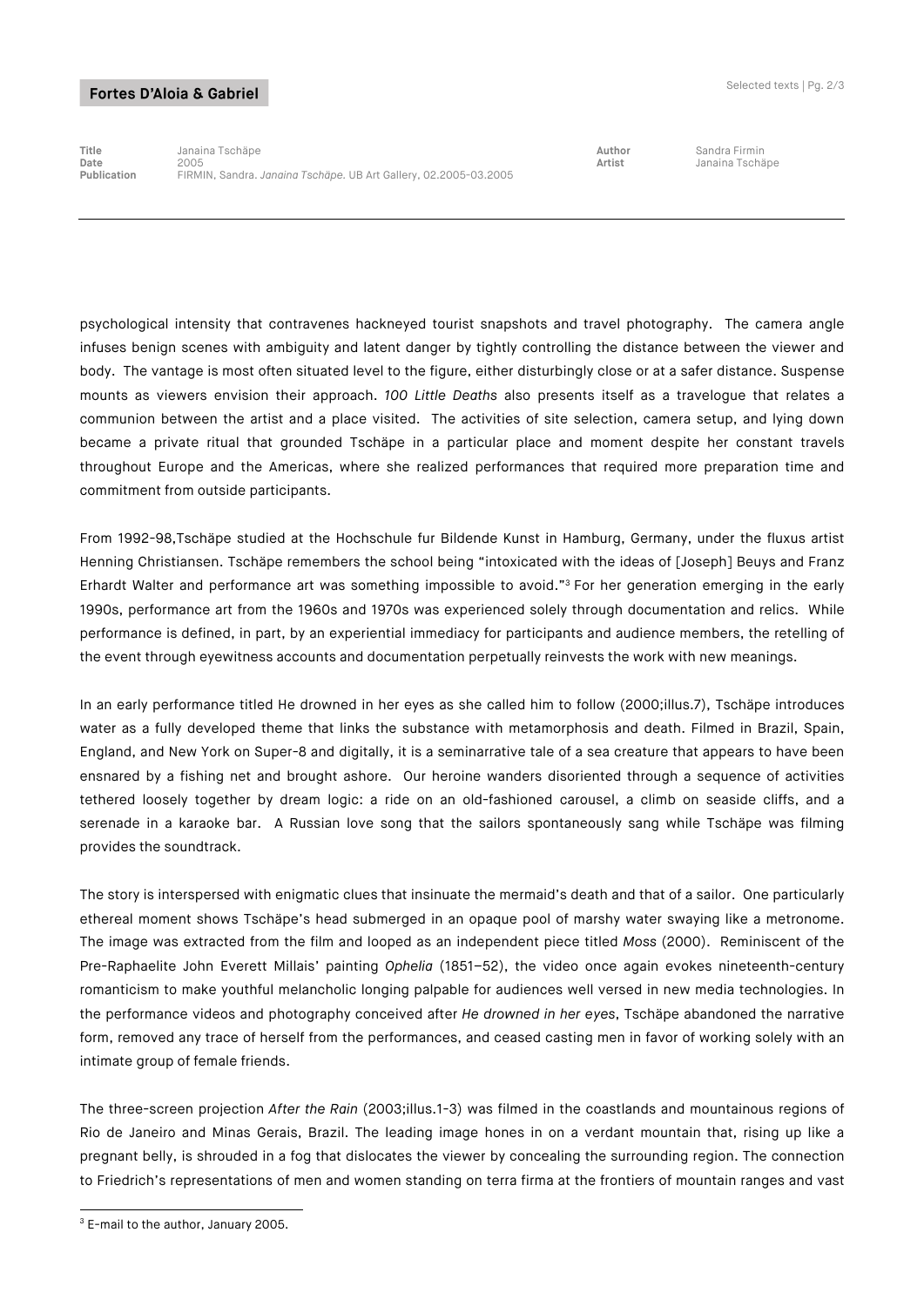Title Janaina Tschäpe
Date 2005
Publication FIRMIN, Sandra. *Janaina Tschäpe.* UB Art Gallery, 02.2005-03.2005

Author Sandra Firmin
Artist Janaina Tschäpe

---

psychological intensity that contravenes hackneyed tourist snapshots and travel photography. The camera angle infuses benign scenes with ambiguity and latent danger by tightly controlling the distance between the viewer and body. The vantage is most often situated level to the figure, either disturbingly close or at a safer distance. Suspense mounts as viewers envision their approach. *100 Little Deaths* also presents itself as a travelogue that relates a communion between the artist and a place visited. The activities of site selection, camera setup, and lying down became a private ritual that grounded Tschäpe in a particular place and moment despite her constant travels throughout Europe and the Americas, where she realized performances that required more preparation time and commitment from outside participants.

From 1992-98,Tschäpe studied at the Hochschule fur Bildende Kunst in Hamburg, Germany, under the fluxus artist Henning Christiansen. Tschäpe remembers the school being "intoxicated with the ideas of [Joseph] Beuys and Franz Erhardt Walter and performance art was something impossible to avoid."[3] For her generation emerging in the early 1990s, performance art from the 1960s and 1970s was experienced solely through documentation and relics. While performance is defined, in part, by an experiential immediacy for participants and audience members, the retelling of the event through eyewitness accounts and documentation perpetually reinvests the work with new meanings.

In an early performance titled He drowned in her eyes as she called him to follow (2000;illus.7), Tschäpe introduces water as a fully developed theme that links the substance with metamorphosis and death. Filmed in Brazil, Spain, England, and New York on Super-8 and digitally, it is a seminarrative tale of a sea creature that appears to have been ensnared by a fishing net and brought ashore. Our heroine wanders disoriented through a sequence of activities tethered loosely together by dream logic: a ride on an old-fashioned carousel, a climb on seaside cliffs, and a serenade in a karaoke bar. A Russian love song that the sailors spontaneously sang while Tschäpe was filming provides the soundtrack.

The story is interspersed with enigmatic clues that insinuate the mermaid's death and that of a sailor. One particularly ethereal moment shows Tschäpe's head submerged in an opaque pool of marshy water swaying like a metronome. The image was extracted from the film and looped as an independent piece titled *Moss* (2000). Reminiscent of the Pre-Raphaelite John Everett Millais' painting *Ophelia* (1851–52), the video once again evokes nineteenth-century romanticism to make youthful melancholic longing palpable for audiences well versed in new media technologies. In the performance videos and photography conceived after *He drowned in her eyes*, Tschäpe abandoned the narrative form, removed any trace of herself from the performances, and ceased casting men in favor of working solely with an intimate group of female friends.

The three-screen projection *After the Rain* (2003;illus.1-3) was filmed in the coastlands and mountainous regions of Rio de Janeiro and Minas Gerais, Brazil. The leading image hones in on a verdant mountain that, rising up like a pregnant belly, is shrouded in a fog that dislocates the viewer by concealing the surrounding region. The connection to Friedrich's representations of men and women standing on terra firma at the frontiers of mountain ranges and vast

---

[3] E-mail to the author, January 2005.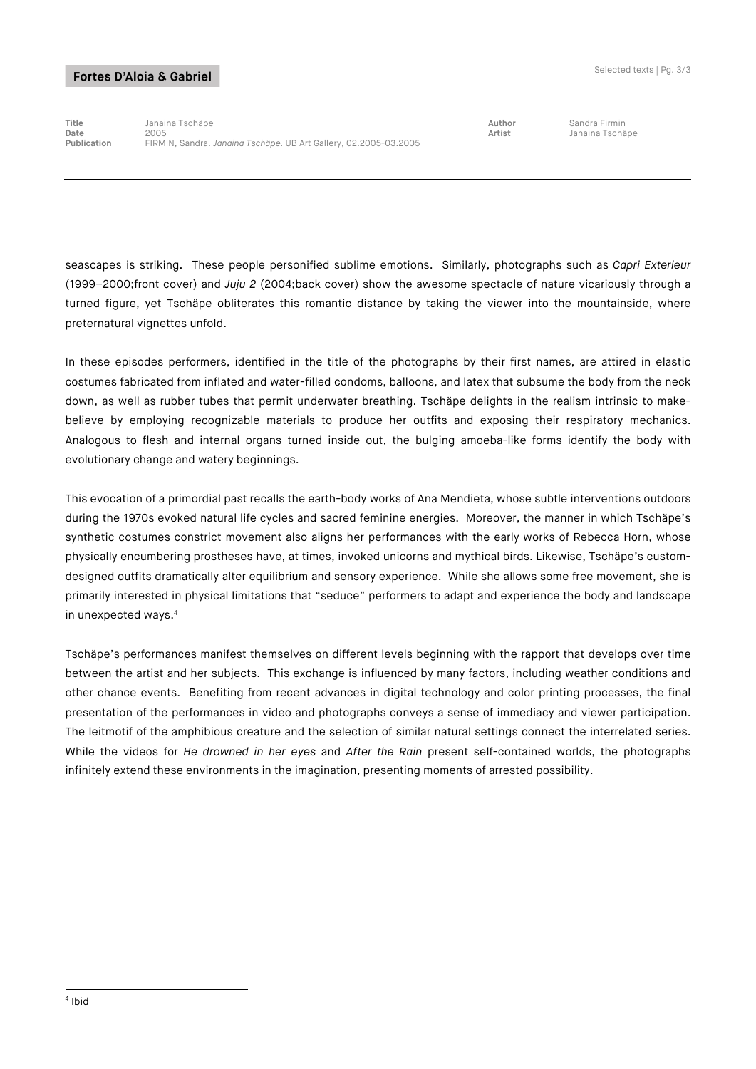| | | | |
|---|---|---|---|
| **Title** | Janaina Tschäpe | **Author** | Sandra Firmin |
| **Date** | 2005 | **Artist** | Janaina Tschäpe |
| **Publication** | FIRMIN, Sandra. *Janaina Tschäpe*. UB Art Gallery, 02.2005-03.2005 | | |

---

seascapes is striking. These people personified sublime emotions. Similarly, photographs such as *Capri Exterieur* (1999–2000;front cover) and *Juju 2* (2004;back cover) show the awesome spectacle of nature vicariously through a turned figure, yet Tschäpe obliterates this romantic distance by taking the viewer into the mountainside, where preternatural vignettes unfold.

In these episodes performers, identified in the title of the photographs by their first names, are attired in elastic costumes fabricated from inflated and water-filled condoms, balloons, and latex that subsume the body from the neck down, as well as rubber tubes that permit underwater breathing. Tschäpe delights in the realism intrinsic to make-believe by employing recognizable materials to produce her outfits and exposing their respiratory mechanics. Analogous to flesh and internal organs turned inside out, the bulging amoeba-like forms identify the body with evolutionary change and watery beginnings.

This evocation of a primordial past recalls the earth-body works of Ana Mendieta, whose subtle interventions outdoors during the 1970s evoked natural life cycles and sacred feminine energies. Moreover, the manner in which Tschäpe's synthetic costumes constrict movement also aligns her performances with the early works of Rebecca Horn, whose physically encumbering prostheses have, at times, invoked unicorns and mythical birds. Likewise, Tschäpe's custom-designed outfits dramatically alter equilibrium and sensory experience. While she allows some free movement, she is primarily interested in physical limitations that "seduce" performers to adapt and experience the body and landscape in unexpected ways.[4]

Tschäpe's performances manifest themselves on different levels beginning with the rapport that develops over time between the artist and her subjects. This exchange is influenced by many factors, including weather conditions and other chance events. Benefiting from recent advances in digital technology and color printing processes, the final presentation of the performances in video and photographs conveys a sense of immediacy and viewer participation. The leitmotif of the amphibious creature and the selection of similar natural settings connect the interrelated series. While the videos for *He drowned in her eyes* and *After the Rain* present self-contained worlds, the photographs infinitely extend these environments in the imagination, presenting moments of arrested possibility.

---

[4] Ibid